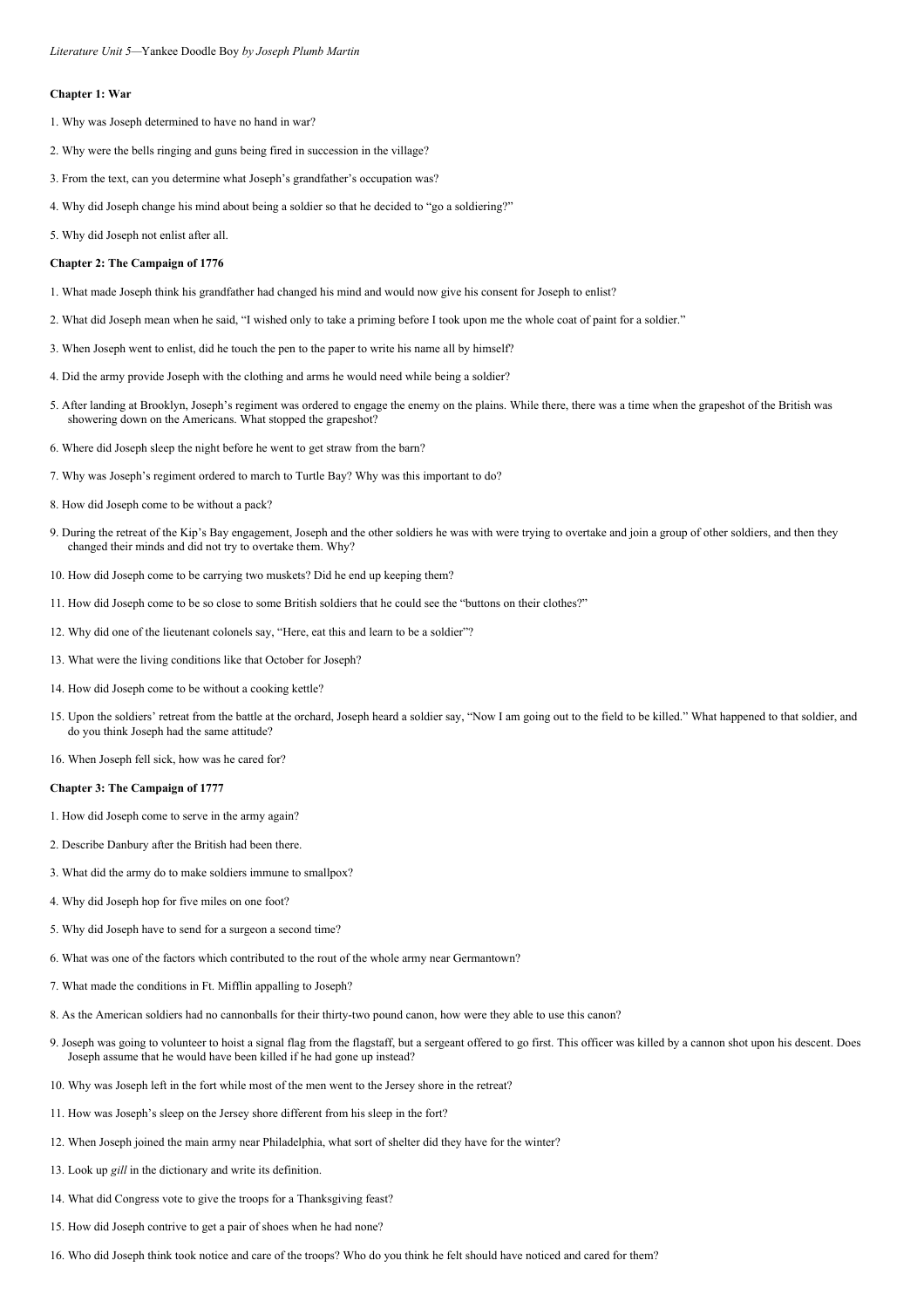*Literature Unit 5*—Yankee Doodle Boy *by Joseph Plumb Martin*

**Chapter 1: War**

1. Why was Joseph determined to have no hand in war?

2. Why were the bells ringing and guns being fired in succession in the village?

3. From the text, can you determine what Joseph's grandfather's occupation was?

4. Why did Joseph change his mind about being a soldier so that he decided to "go a soldiering?"

5. Why did Joseph not enlist after all.

**Chapter 2: The Campaign of 1776**

1. What made Joseph think his grandfather had changed his mind and would now give his consent for Joseph to enlist?

2. What did Joseph mean when he said, "I wished only to take a priming before I took upon me the whole coat of paint for a soldier."

3. When Joseph went to enlist, did he touch the pen to the paper to write his name all by himself?

4. Did the army provide Joseph with the clothing and arms he would need while being a soldier?

5. After landing at Brooklyn, Joseph's regiment was ordered to engage the enemy on the plains. While there, there was a time when the grapeshot of the British was showering down on the Americans. What stopped the grapeshot?

6. Where did Joseph sleep the night before he went to get straw from the barn?

7. Why was Joseph's regiment ordered to march to Turtle Bay? Why was this important to do?

8. How did Joseph come to be without a pack?

9. During the retreat of the Kip's Bay engagement, Joseph and the other soldiers he was with were trying to overtake and join a group of other soldiers, and then they changed their minds and did not try to overtake them. Why?

10. How did Joseph come to be carrying two muskets? Did he end up keeping them?

11. How did Joseph come to be so close to some British soldiers that he could see the "buttons on their clothes?"

12. Why did one of the lieutenant colonels say, "Here, eat this and learn to be a soldier"?

13. What were the living conditions like that October for Joseph?

14. How did Joseph come to be without a cooking kettle?

15. Upon the soldiers' retreat from the battle at the orchard, Joseph heard a soldier say, "Now I am going out to the field to be killed." What happened to that soldier, and do you think Joseph had the same attitude?

16. When Joseph fell sick, how was he cared for?

**Chapter 3: The Campaign of 1777**

1. How did Joseph come to serve in the army again?

2. Describe Danbury after the British had been there.

3. What did the army do to make soldiers immune to smallpox?

4. Why did Joseph hop for five miles on one foot?

5. Why did Joseph have to send for a surgeon a second time?

6. What was one of the factors which contributed to the rout of the whole army near Germantown?

7. What made the conditions in Ft. Mifflin appalling to Joseph?

8. As the American soldiers had no cannonballs for their thirty-two pound canon, how were they able to use this canon?

9. Joseph was going to volunteer to hoist a signal flag from the flagstaff, but a sergeant offered to go first. This officer was killed by a cannon shot upon his descent. Does Joseph assume that he would have been killed if he had gone up instead?

10. Why was Joseph left in the fort while most of the men went to the Jersey shore in the retreat?

11. How was Joseph's sleep on the Jersey shore different from his sleep in the fort?

12. When Joseph joined the main army near Philadelphia, what sort of shelter did they have for the winter?

13. Look up *gill* in the dictionary and write its definition.

14. What did Congress vote to give the troops for a Thanksgiving feast?

15. How did Joseph contrive to get a pair of shoes when he had none?

16. Who did Joseph think took notice and care of the troops? Who do you think he felt should have noticed and cared for them?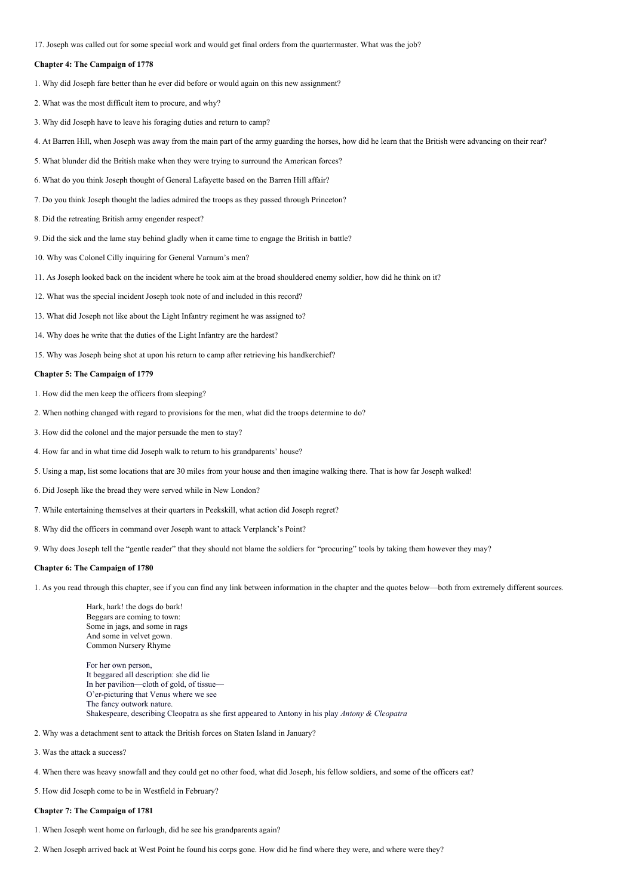17. Joseph was called out for some special work and would get final orders from the quartermaster. What was the job?

**Chapter 4: The Campaign of 1778**

1. Why did Joseph fare better than he ever did before or would again on this new assignment?

2. What was the most difficult item to procure, and why?

3. Why did Joseph have to leave his foraging duties and return to camp?

4. At Barren Hill, when Joseph was away from the main part of the army guarding the horses, how did he learn that the British were advancing on their rear?

5. What blunder did the British make when they were trying to surround the American forces?

6. What do you think Joseph thought of General Lafayette based on the Barren Hill affair?

7. Do you think Joseph thought the ladies admired the troops as they passed through Princeton?

8. Did the retreating British army engender respect?

9. Did the sick and the lame stay behind gladly when it came time to engage the British in battle?

10. Why was Colonel Cilly inquiring for General Varnum's men?

11. As Joseph looked back on the incident where he took aim at the broad shouldered enemy soldier, how did he think on it?

12. What was the special incident Joseph took note of and included in this record?

13. What did Joseph not like about the Light Infantry regiment he was assigned to?

14. Why does he write that the duties of the Light Infantry are the hardest?

15. Why was Joseph being shot at upon his return to camp after retrieving his handkerchief?

**Chapter 5: The Campaign of 1779**

1. How did the men keep the officers from sleeping?

2. When nothing changed with regard to provisions for the men, what did the troops determine to do?

3. How did the colonel and the major persuade the men to stay?

4. How far and in what time did Joseph walk to return to his grandparents' house?

5. Using a map, list some locations that are 30 miles from your house and then imagine walking there. That is how far Joseph walked!

6. Did Joseph like the bread they were served while in New London?

7. While entertaining themselves at their quarters in Peekskill, what action did Joseph regret?

8. Why did the officers in command over Joseph want to attack Verplanck's Point?

9. Why does Joseph tell the "gentle reader" that they should not blame the soldiers for "procuring" tools by taking them however they may?

**Chapter 6: The Campaign of 1780**

1. As you read through this chapter, see if you can find any link between information in the chapter and the quotes below—both from extremely different sources.

> Hark, hark! the dogs do bark!
> Beggars are coming to town:
> Some in jags, and some in rags
> And some in velvet gown.
> Common Nursery Rhyme
>
> For her own person,
> It beggared all description: she did lie
> In her pavilion—cloth of gold, of tissue—
> O'er-picturing that Venus where we see
> The fancy outwork nature.
> Shakespeare, describing Cleopatra as she first appeared to Antony in his play *Antony & Cleopatra*

2. Why was a detachment sent to attack the British forces on Staten Island in January?

3. Was the attack a success?

4. When there was heavy snowfall and they could get no other food, what did Joseph, his fellow soldiers, and some of the officers eat?

5. How did Joseph come to be in Westfield in February?

**Chapter 7: The Campaign of 1781**

1. When Joseph went home on furlough, did he see his grandparents again?

2. When Joseph arrived back at West Point he found his corps gone. How did he find where they were, and where were they?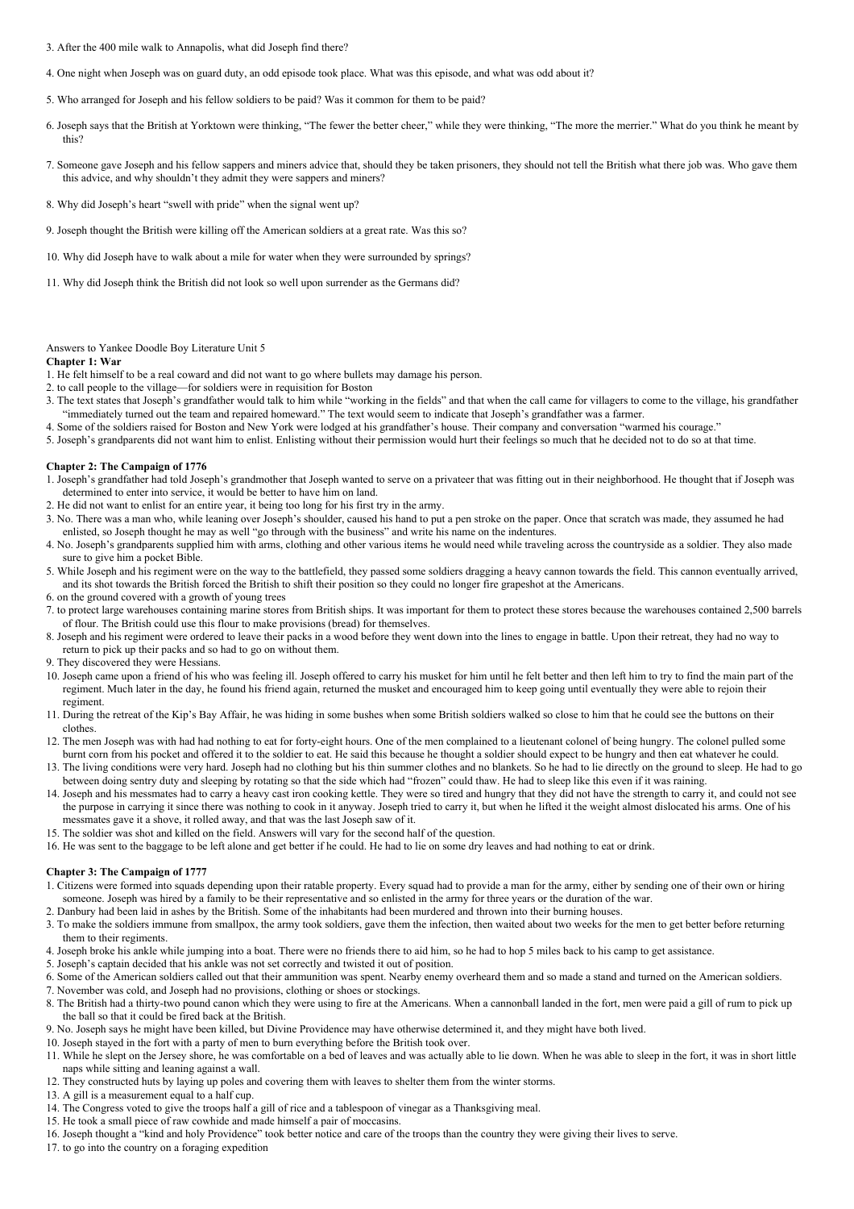3. After the 400 mile walk to Annapolis, what did Joseph find there?

4. One night when Joseph was on guard duty, an odd episode took place. What was this episode, and what was odd about it?

5. Who arranged for Joseph and his fellow soldiers to be paid? Was it common for them to be paid?

6. Joseph says that the British at Yorktown were thinking, "The fewer the better cheer," while they were thinking, "The more the merrier." What do you think he meant by this?

7. Someone gave Joseph and his fellow sappers and miners advice that, should they be taken prisoners, they should not tell the British what there job was. Who gave them this advice, and why shouldn't they admit they were sappers and miners?

8. Why did Joseph's heart "swell with pride" when the signal went up?

9. Joseph thought the British were killing off the American soldiers at a great rate. Was this so?

10. Why did Joseph have to walk about a mile for water when they were surrounded by springs?

11. Why did Joseph think the British did not look so well upon surrender as the Germans did?

Answers to Yankee Doodle Boy Literature Unit 5

**Chapter 1: War**

1. He felt himself to be a real coward and did not want to go where bullets may damage his person.
2. to call people to the village—for soldiers were in requisition for Boston
3. The text states that Joseph's grandfather would talk to him while "working in the fields" and that when the call came for villagers to come to the village, his grandfather "immediately turned out the team and repaired homeward." The text would seem to indicate that Joseph's grandfather was a farmer.
4. Some of the soldiers raised for Boston and New York were lodged at his grandfather's house. Their company and conversation "warmed his courage."
5. Joseph's grandparents did not want him to enlist. Enlisting without their permission would hurt their feelings so much that he decided not to do so at that time.

**Chapter 2: The Campaign of 1776**

1. Joseph's grandfather had told Joseph's grandmother that Joseph wanted to serve on a privateer that was fitting out in their neighborhood. He thought that if Joseph was determined to enter into service, it would be better to have him on land.
2. He did not want to enlist for an entire year, it being too long for his first try in the army.
3. No. There was a man who, while leaning over Joseph's shoulder, caused his hand to put a pen stroke on the paper. Once that scratch was made, they assumed he had enlisted, so Joseph thought he may as well "go through with the business" and write his name on the indentures.
4. No. Joseph's grandparents supplied him with arms, clothing and other various items he would need while traveling across the countryside as a soldier. They also made sure to give him a pocket Bible.
5. While Joseph and his regiment were on the way to the battlefield, they passed some soldiers dragging a heavy cannon towards the field. This cannon eventually arrived, and its shot towards the British forced the British to shift their position so they could no longer fire grapeshot at the Americans.
6. on the ground covered with a growth of young trees
7. to protect large warehouses containing marine stores from British ships. It was important for them to protect these stores because the warehouses contained 2,500 barrels of flour. The British could use this flour to make provisions (bread) for themselves.
8. Joseph and his regiment were ordered to leave their packs in a wood before they went down into the lines to engage in battle. Upon their retreat, they had no way to return to pick up their packs and so had to go on without them.
9. They discovered they were Hessians.
10. Joseph came upon a friend of his who was feeling ill. Joseph offered to carry his musket for him until he felt better and then left him to try to find the main part of the regiment. Much later in the day, he found his friend again, returned the musket and encouraged him to keep going until eventually they were able to rejoin their regiment.
11. During the retreat of the Kip's Bay Affair, he was hiding in some bushes when some British soldiers walked so close to him that he could see the buttons on their clothes.
12. The men Joseph was with had had nothing to eat for forty-eight hours. One of the men complained to a lieutenant colonel of being hungry. The colonel pulled some burnt corn from his pocket and offered it to the soldier to eat. He said this because he thought a soldier should expect to be hungry and then eat whatever he could.
13. The living conditions were very hard. Joseph had no clothing but his thin summer clothes and no blankets. So he had to lie directly on the ground to sleep. He had to go between doing sentry duty and sleeping by rotating so that the side which had "frozen" could thaw. He had to sleep like this even if it was raining.
14. Joseph and his messmates had to carry a heavy cast iron cooking kettle. They were so tired and hungry that they did not have the strength to carry it, and could not see the purpose in carrying it since there was nothing to cook in it anyway. Joseph tried to carry it, but when he lifted it the weight almost dislocated his arms. One of his messmates gave it a shove, it rolled away, and that was the last Joseph saw of it.
15. The soldier was shot and killed on the field. Answers will vary for the second half of the question.
16. He was sent to the baggage to be left alone and get better if he could. He had to lie on some dry leaves and had nothing to eat or drink.

**Chapter 3: The Campaign of 1777**

1. Citizens were formed into squads depending upon their ratable property. Every squad had to provide a man for the army, either by sending one of their own or hiring someone. Joseph was hired by a family to be their representative and so enlisted in the army for three years or the duration of the war.
2. Danbury had been laid in ashes by the British. Some of the inhabitants had been murdered and thrown into their burning houses.
3. To make the soldiers immune from smallpox, the army took soldiers, gave them the infection, then waited about two weeks for the men to get better before returning them to their regiments.
4. Joseph broke his ankle while jumping into a boat. There were no friends there to aid him, so he had to hop 5 miles back to his camp to get assistance.
5. Joseph's captain decided that his ankle was not set correctly and twisted it out of position.
6. Some of the American soldiers called out that their ammunition was spent. Nearby enemy overheard them and so made a stand and turned on the American soldiers.
7. November was cold, and Joseph had no provisions, clothing or shoes or stockings.
8. The British had a thirty-two pound canon which they were using to fire at the Americans. When a cannonball landed in the fort, men were paid a gill of rum to pick up the ball so that it could be fired back at the British.
9. No. Joseph says he might have been killed, but Divine Providence may have otherwise determined it, and they might have both lived.
10. Joseph stayed in the fort with a party of men to burn everything before the British took over.
11. While he slept on the Jersey shore, he was comfortable on a bed of leaves and was actually able to lie down. When he was able to sleep in the fort, it was in short little naps while sitting and leaning against a wall.
12. They constructed huts by laying up poles and covering them with leaves to shelter them from the winter storms.
13. A gill is a measurement equal to a half cup.
14. The Congress voted to give the troops half a gill of rice and a tablespoon of vinegar as a Thanksgiving meal.
15. He took a small piece of raw cowhide and made himself a pair of moccasins.
16. Joseph thought a "kind and holy Providence" took better notice and care of the troops than the country they were giving their lives to serve.
17. to go into the country on a foraging expedition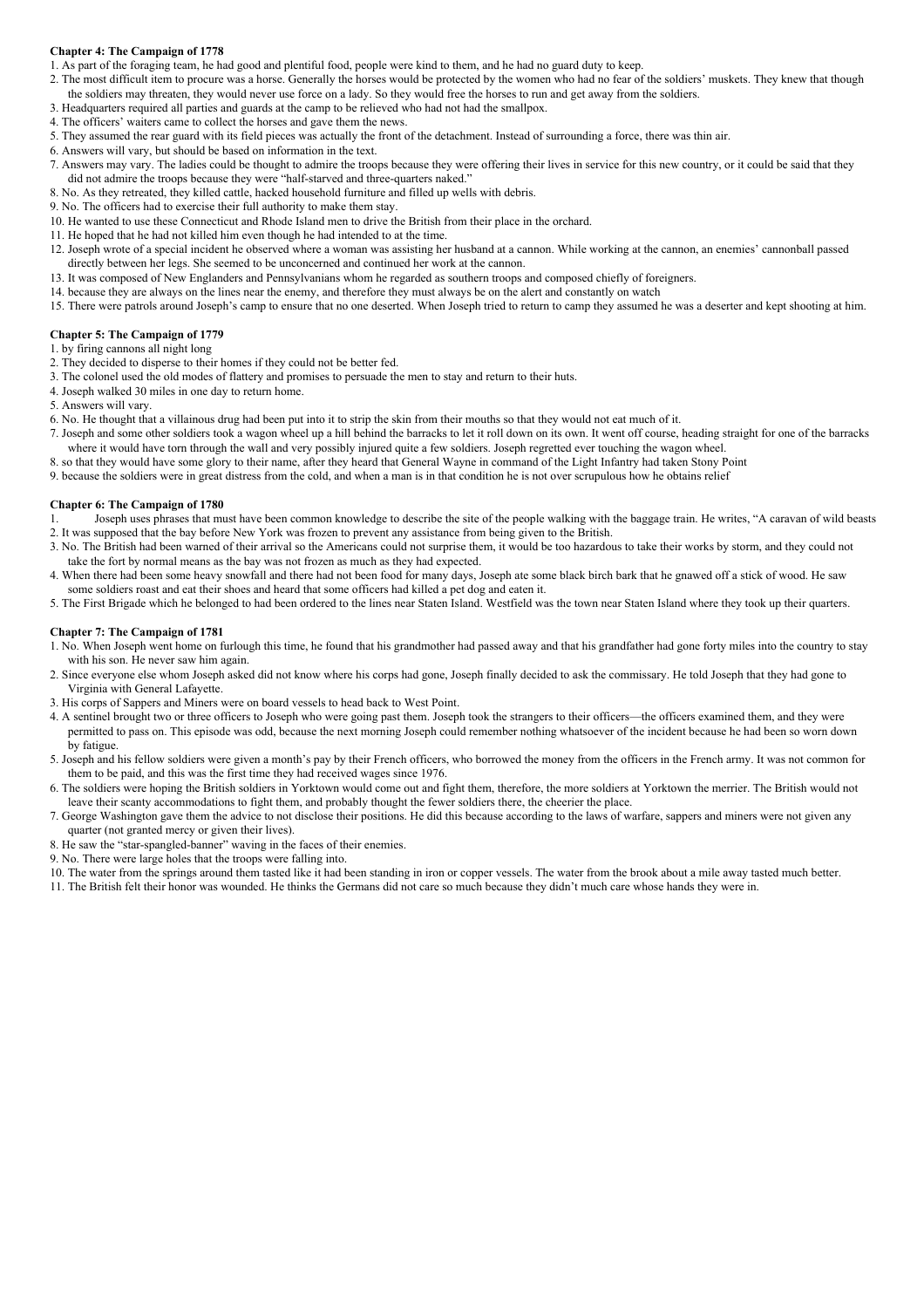**Chapter 4: The Campaign of 1778**

1. As part of the foraging team, he had good and plentiful food, people were kind to them, and he had no guard duty to keep.
2. The most difficult item to procure was a horse. Generally the horses would be protected by the women who had no fear of the soldiers' muskets. They knew that though the soldiers may threaten, they would never use force on a lady. So they would free the horses to run and get away from the soldiers.
3. Headquarters required all parties and guards at the camp to be relieved who had not had the smallpox.
4. The officers' waiters came to collect the horses and gave them the news.
5. They assumed the rear guard with its field pieces was actually the front of the detachment. Instead of surrounding a force, there was thin air.
6. Answers will vary, but should be based on information in the text.
7. Answers may vary. The ladies could be thought to admire the troops because they were offering their lives in service for this new country, or it could be said that they did not admire the troops because they were "half-starved and three-quarters naked."
8. No. As they retreated, they killed cattle, hacked household furniture and filled up wells with debris.
9. No. The officers had to exercise their full authority to make them stay.
10. He wanted to use these Connecticut and Rhode Island men to drive the British from their place in the orchard.
11. He hoped that he had not killed him even though he had intended to at the time.
12. Joseph wrote of a special incident he observed where a woman was assisting her husband at a cannon. While working at the cannon, an enemies' cannonball passed directly between her legs. She seemed to be unconcerned and continued her work at the cannon.
13. It was composed of New Englanders and Pennsylvanians whom he regarded as southern troops and composed chiefly of foreigners.
14. because they are always on the lines near the enemy, and therefore they must always be on the alert and constantly on watch
15. There were patrols around Joseph's camp to ensure that no one deserted. When Joseph tried to return to camp they assumed he was a deserter and kept shooting at him.

**Chapter 5: The Campaign of 1779**

1. by firing cannons all night long
2. They decided to disperse to their homes if they could not be better fed.
3. The colonel used the old modes of flattery and promises to persuade the men to stay and return to their huts.
4. Joseph walked 30 miles in one day to return home.
5. Answers will vary.
6. No. He thought that a villainous drug had been put into it to strip the skin from their mouths so that they would not eat much of it.
7. Joseph and some other soldiers took a wagon wheel up a hill behind the barracks to let it roll down on its own. It went off course, heading straight for one of the barracks where it would have torn through the wall and very possibly injured quite a few soldiers. Joseph regretted ever touching the wagon wheel.
8. so that they would have some glory to their name, after they heard that General Wayne in command of the Light Infantry had taken Stony Point
9. because the soldiers were in great distress from the cold, and when a man is in that condition he is not over scrupulous how he obtains relief

**Chapter 6: The Campaign of 1780**

1. Joseph uses phrases that must have been common knowledge to describe the site of the people walking with the baggage train. He writes, "A caravan of wild beasts
2. It was supposed that the bay before New York was frozen to prevent any assistance from being given to the British.
3. No. The British had been warned of their arrival so the Americans could not surprise them, it would be too hazardous to take their works by storm, and they could not take the fort by normal means as the bay was not frozen as much as they had expected.
4. When there had been some heavy snowfall and there had not been food for many days, Joseph ate some black birch bark that he gnawed off a stick of wood. He saw some soldiers roast and eat their shoes and heard that some officers had killed a pet dog and eaten it.
5. The First Brigade which he belonged to had been ordered to the lines near Staten Island. Westfield was the town near Staten Island where they took up their quarters.

**Chapter 7: The Campaign of 1781**

1. No. When Joseph went home on furlough this time, he found that his grandmother had passed away and that his grandfather had gone forty miles into the country to stay with his son. He never saw him again.
2. Since everyone else whom Joseph asked did not know where his corps had gone, Joseph finally decided to ask the commissary. He told Joseph that they had gone to Virginia with General Lafayette.
3. His corps of Sappers and Miners were on board vessels to head back to West Point.
4. A sentinel brought two or three officers to Joseph who were going past them. Joseph took the strangers to their officers—the officers examined them, and they were permitted to pass on. This episode was odd, because the next morning Joseph could remember nothing whatsoever of the incident because he had been so worn down by fatigue.
5. Joseph and his fellow soldiers were given a month's pay by their French officers, who borrowed the money from the officers in the French army. It was not common for them to be paid, and this was the first time they had received wages since 1976.
6. The soldiers were hoping the British soldiers in Yorktown would come out and fight them, therefore, the more soldiers at Yorktown the merrier. The British would not leave their scanty accommodations to fight them, and probably thought the fewer soldiers there, the cheerier the place.
7. George Washington gave them the advice to not disclose their positions. He did this because according to the laws of warfare, sappers and miners were not given any quarter (not granted mercy or given their lives).
8. He saw the "star-spangled-banner" waving in the faces of their enemies.
9. No. There were large holes that the troops were falling into.
10. The water from the springs around them tasted like it had been standing in iron or copper vessels. The water from the brook about a mile away tasted much better.
11. The British felt their honor was wounded. He thinks the Germans did not care so much because they didn't much care whose hands they were in.